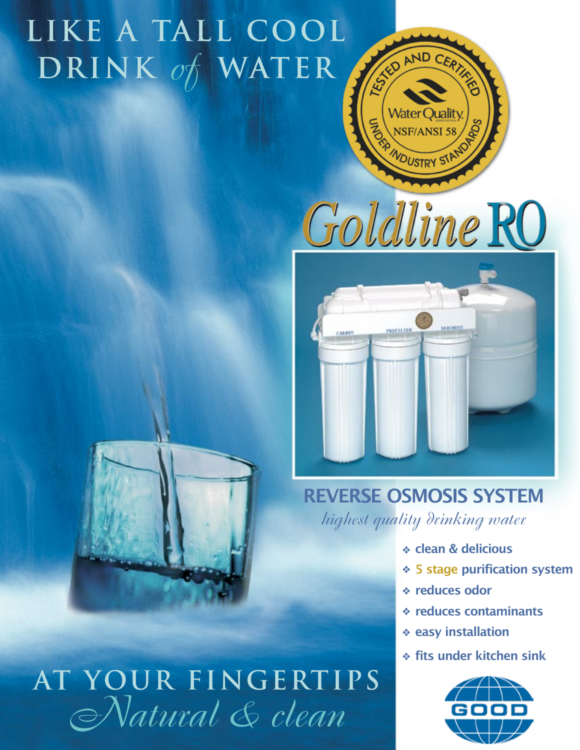# LIKE A TALL COOL DRINK *of* WATER

TESTED AND CERTIFIED UNDER INDUSTRY STANDARDS

Water Quality ASSOCIATION

NSF/ANSI 58

# Goldline RO

CARBON PREFILTER SEDIMENT

## REVERSE OSMOSIS SYSTEM

*highest quality drinking water*

- clean & delicious
- 5 stage purification system
- reduces odor
- reduces contaminants
- easy installation
- fits under kitchen sink

# AT YOUR FINGERTIPS

*Natural & clean*

GOOD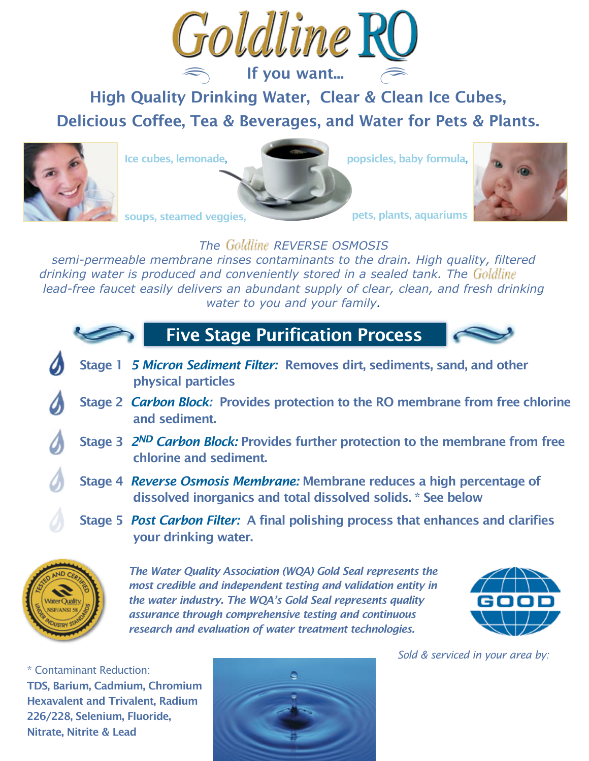# Goldline RO

## If you want...

### High Quality Drinking Water, Clear & Clean Ice Cubes, Delicious Coffee, Tea & Beverages, and Water for Pets & Plants.

Ice cubes, lemonade, popsicles, baby formula, soups, steamed veggies, pets, plants, aquariums

*The Goldline REVERSE OSMOSIS semi-permeable membrane rinses contaminants to the drain. High quality, filtered drinking water is produced and conveniently stored in a sealed tank. The Goldline lead-free faucet easily delivers an abundant supply of clear, clean, and fresh drinking water to you and your family.*

## Five Stage Purification Process

- **Stage 1** ***5 Micron Sediment Filter:*** **Removes dirt, sediments, sand, and other physical particles**
- **Stage 2** ***Carbon Block:*** **Provides protection to the RO membrane from free chlorine and sediment.**
- **Stage 3** ***2ND Carbon Block:*** **Provides further protection to the membrane from free chlorine and sediment.**
- **Stage 4** ***Reverse Osmosis Membrane:*** **Membrane reduces a high percentage of dissolved inorganics and total dissolved solids. * See below**
- **Stage 5** ***Post Carbon Filter:*** **A final polishing process that enhances and clarifies your drinking water.**

TESTED AND CERTIFIED UNDER INDUSTRY STANDARDS — Water Quality NSF/ANSI 58

***The Water Quality Association (WQA) Gold Seal represents the most credible and independent testing and validation entity in the water industry. The WQA's Gold Seal represents quality assurance through comprehensive testing and continuous research and evaluation of water treatment technologies.***

GOOD

*Sold & serviced in your area by:*

\* Contaminant Reduction:
**TDS, Barium, Cadmium, Chromium Hexavalent and Trivalent, Radium 226/228, Selenium, Fluoride, Nitrate, Nitrite & Lead**